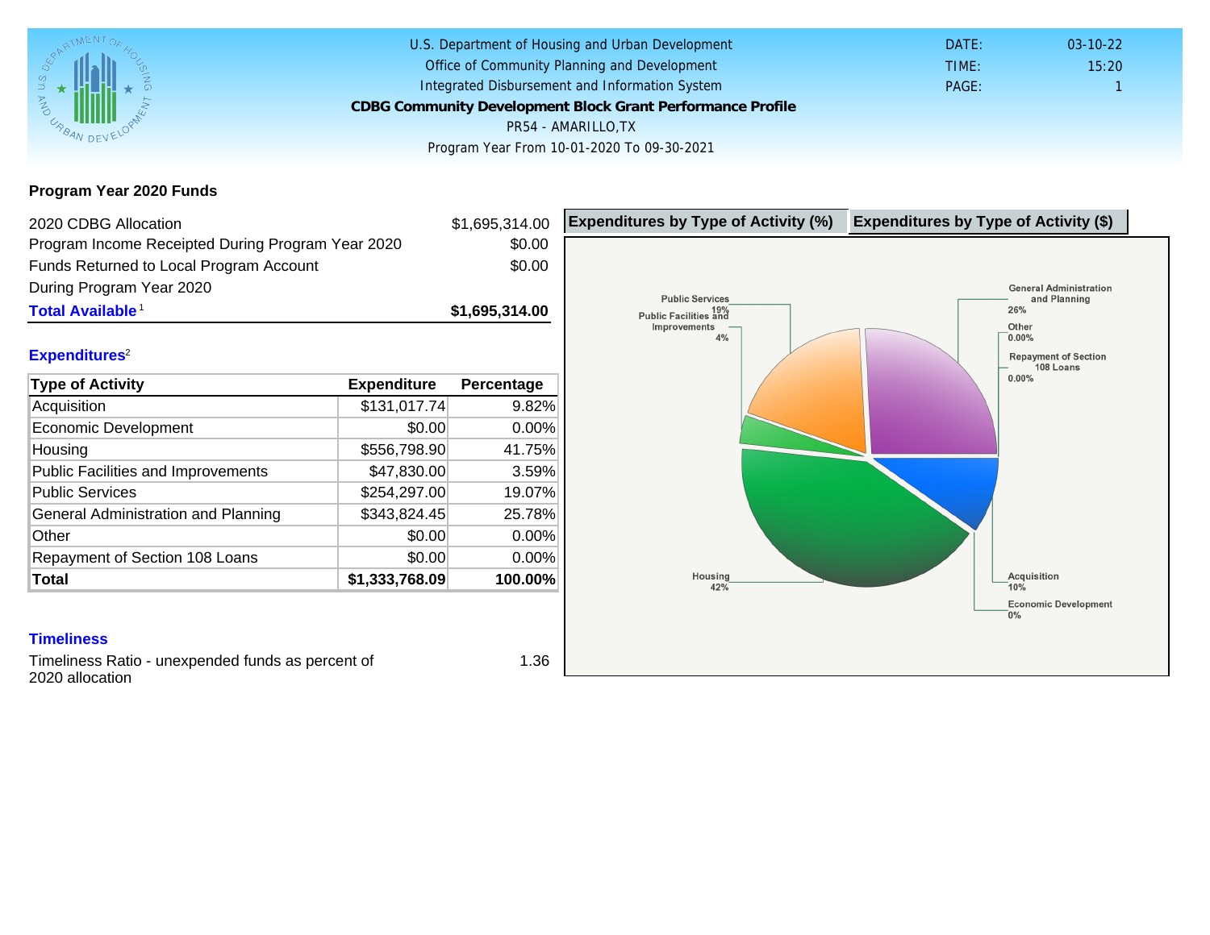U.S. Department of Housing and Urban Development
Office of Community Planning and Development
Integrated Disbursement and Information System

**CDBG Community Development Block Grant Performance Profile**

PR54 - AMARILLO,TX

Program Year From 10-01-2020 To 09-30-2021

DATE: 03-10-22
TIME: 15:20
PAGE: 1

## Program Year 2020 Funds

| | |
|---|---|
| 2020 CDBG Allocation | $1,695,314.00 |
| Program Income Receipted During Program Year 2020 | $0.00 |
| Funds Returned to Local Program Account During Program Year 2020 | $0.00 |
| **Total Available**[1] | **$1,695,314.00** |

### Expenditures[2]

| Type of Activity | Expenditure | Percentage |
|---|---|---|
| Acquisition | $131,017.74 | 9.82% |
| Economic Development | $0.00 | 0.00% |
| Housing | $556,798.90 | 41.75% |
| Public Facilities and Improvements | $47,830.00 | 3.59% |
| Public Services | $254,297.00 | 19.07% |
| General Administration and Planning | $343,824.45 | 25.78% |
| Other | $0.00 | 0.00% |
| Repayment of Section 108 Loans | $0.00 | 0.00% |
| **Total** | **$1,333,768.09** | **100.00%** |

### Timeliness

Timeliness Ratio - unexpended funds as percent of 2020 allocation: 1.36

**Expenditures by Type of Activity (%)** | **Expenditures by Type of Activity ($)**

Public Services 19%
Public Facilities and Improvements 4%
General Administration and Planning 26%
Other 0.00%
Repayment of Section 108 Loans 0.00%
Housing 42%
Acquisition 10%
Economic Development 0%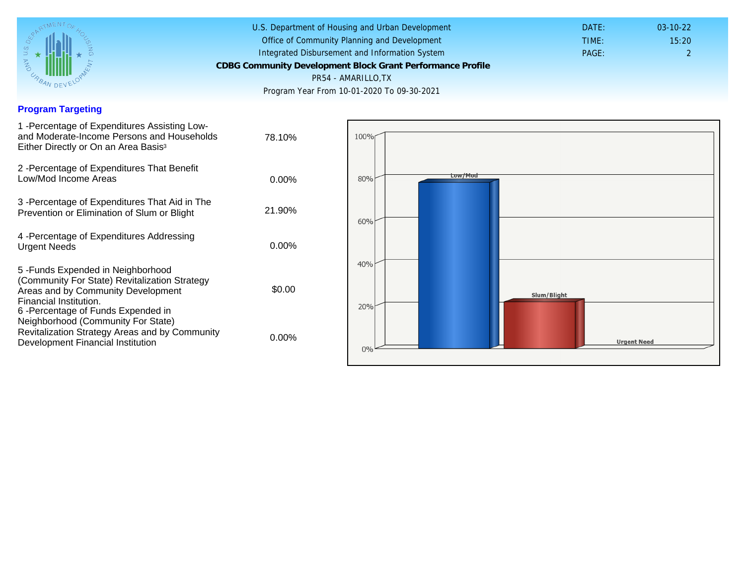U.S. Department of Housing and Urban Development
Office of Community Planning and Development
Integrated Disbursement and Information System

**CDBG Community Development Block Grant Performance Profile**

PR54 - AMARILLO,TX

Program Year From 10-01-2020 To 09-30-2021

DATE: 03-10-22
TIME: 15:20
PAGE: 2

## Program Targeting

| | |
|---|---|
| 1 -Percentage of Expenditures Assisting Low- and Moderate-Income Persons and Households Either Directly or On an Area Basis[3] | 78.10% |
| 2 -Percentage of Expenditures That Benefit Low/Mod Income Areas | 0.00% |
| 3 -Percentage of Expenditures That Aid in The Prevention or Elimination of Slum or Blight | 21.90% |
| 4 -Percentage of Expenditures Addressing Urgent Needs | 0.00% |
| 5 -Funds Expended in Neighborhood (Community For State) Revitalization Strategy Areas and by Community Development Financial Institution. | $0.00 |
| 6 -Percentage of Funds Expended in Neighborhood (Community For State) Revitalization Strategy Areas and by Community Development Financial Institution | 0.00% |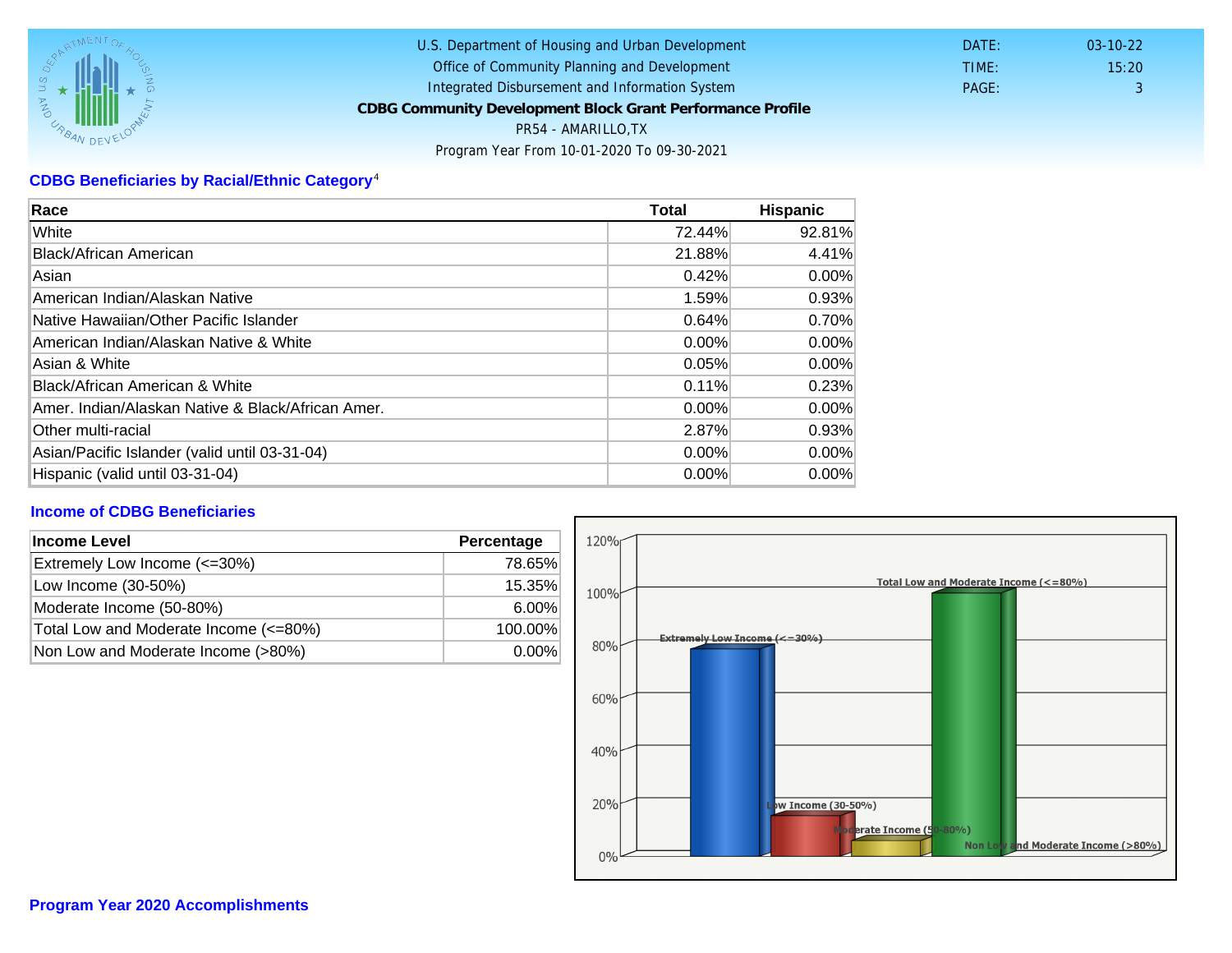U.S. Department of Housing and Urban Development
Office of Community Planning and Development
Integrated Disbursement and Information System
**CDBG Community Development Block Grant Performance Profile**
PR54 - AMARILLO,TX
Program Year From 10-01-2020 To 09-30-2021

DATE: 03-10-22
TIME: 15:20
PAGE: 3

## CDBG Beneficiaries by Racial/Ethnic Category[4]

| Race | Total | Hispanic |
|---|---|---|
| White | 72.44% | 92.81% |
| Black/African American | 21.88% | 4.41% |
| Asian | 0.42% | 0.00% |
| American Indian/Alaskan Native | 1.59% | 0.93% |
| Native Hawaiian/Other Pacific Islander | 0.64% | 0.70% |
| American Indian/Alaskan Native & White | 0.00% | 0.00% |
| Asian & White | 0.05% | 0.00% |
| Black/African American & White | 0.11% | 0.23% |
| Amer. Indian/Alaskan Native & Black/African Amer. | 0.00% | 0.00% |
| Other multi-racial | 2.87% | 0.93% |
| Asian/Pacific Islander (valid until 03-31-04) | 0.00% | 0.00% |
| Hispanic (valid until 03-31-04) | 0.00% | 0.00% |

## Income of CDBG Beneficiaries

| Income Level | Percentage |
|---|---|
| Extremely Low Income (<=30%) | 78.65% |
| Low Income (30-50%) | 15.35% |
| Moderate Income (50-80%) | 6.00% |
| Total Low and Moderate Income (<=80%) | 100.00% |
| Non Low and Moderate Income (>80%) | 0.00% |

## Program Year 2020 Accomplishments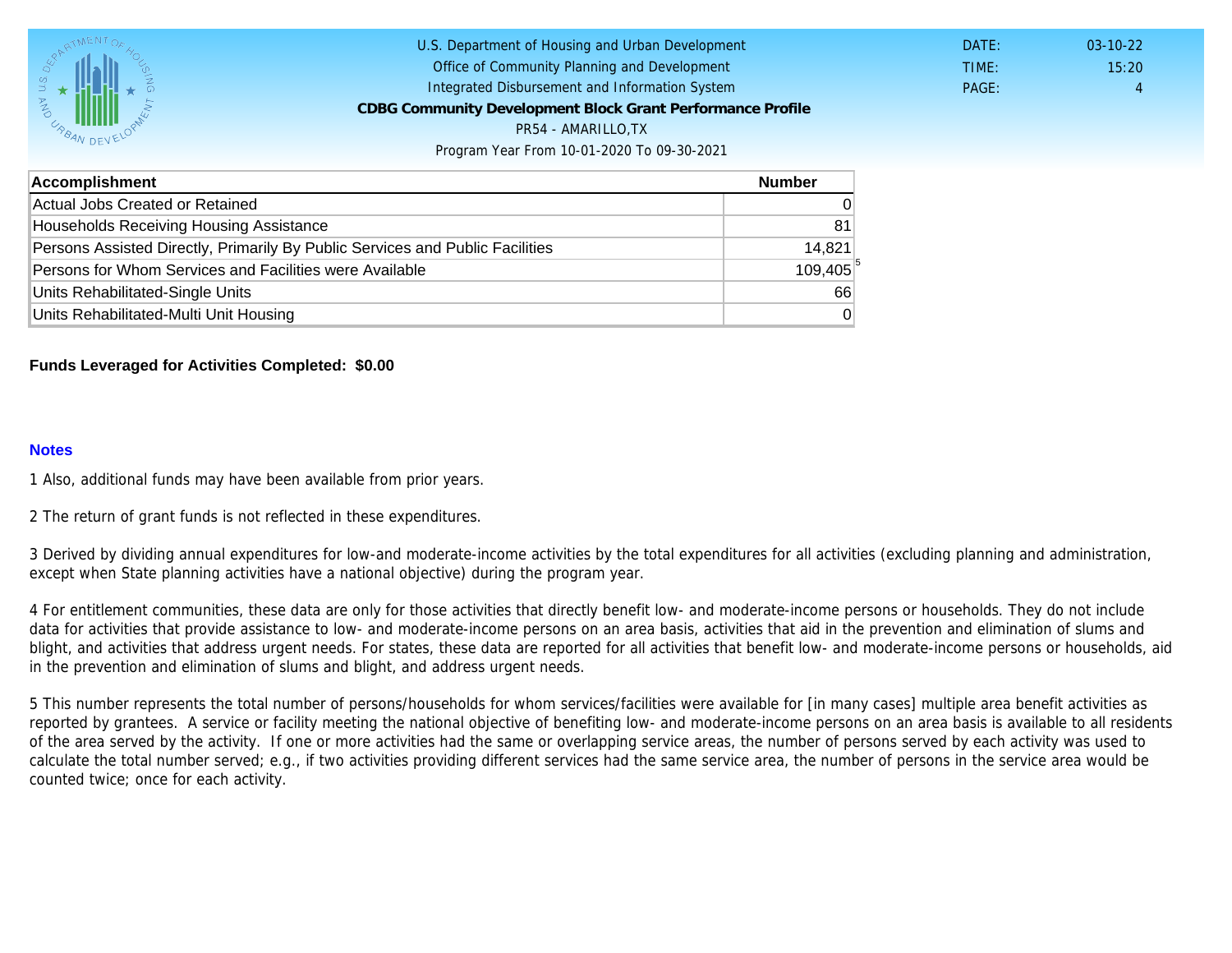| Accomplishment | Number |
| --- | --- |
| Actual Jobs Created or Retained | 0 |
| Households Receiving Housing Assistance | 81 |
| Persons Assisted Directly, Primarily By Public Services and Public Facilities | 14,821 |
| Persons for Whom Services and Facilities were Available | 109,405 [5] |
| Units Rehabilitated-Single Units | 66 |
| Units Rehabilitated-Multi Unit Housing | 0 |

**Funds Leveraged for Activities Completed: $0.00**

### Notes

1 Also, additional funds may have been available from prior years.

2 The return of grant funds is not reflected in these expenditures.

3 Derived by dividing annual expenditures for low-and moderate-income activities by the total expenditures for all activities (excluding planning and administration, except when State planning activities have a national objective) during the program year.

4 For entitlement communities, these data are only for those activities that directly benefit low- and moderate-income persons or households. They do not include data for activities that provide assistance to low- and moderate-income persons on an area basis, activities that aid in the prevention and elimination of slums and blight, and activities that address urgent needs. For states, these data are reported for all activities that benefit low- and moderate-income persons or households, aid in the prevention and elimination of slums and blight, and address urgent needs.

5 This number represents the total number of persons/households for whom services/facilities were available for [in many cases] multiple area benefit activities as reported by grantees. A service or facility meeting the national objective of benefiting low- and moderate-income persons on an area basis is available to all residents of the area served by the activity. If one or more activities had the same or overlapping service areas, the number of persons served by each activity was used to calculate the total number served; e.g., if two activities providing different services had the same service area, the number of persons in the service area would be counted twice; once for each activity.